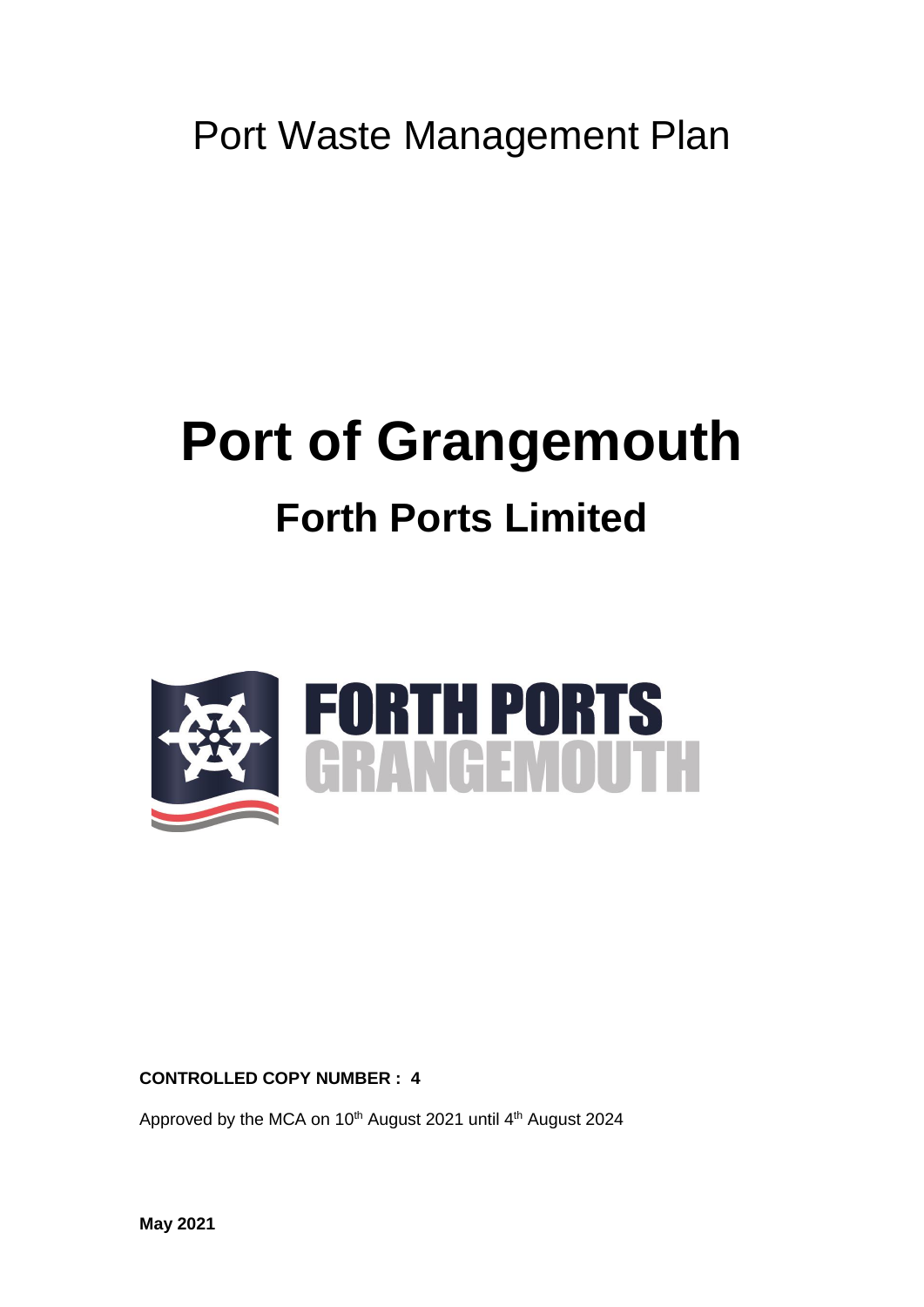Port Waste Management Plan

# Port of Grangemouth

## Forth Ports Limited

FORTH PORTS GRANGEMOUTH

**CONTROLLED COPY NUMBER : 4**

Approved by the MCA on 10th August 2021 until 4th August 2024

**May 2021**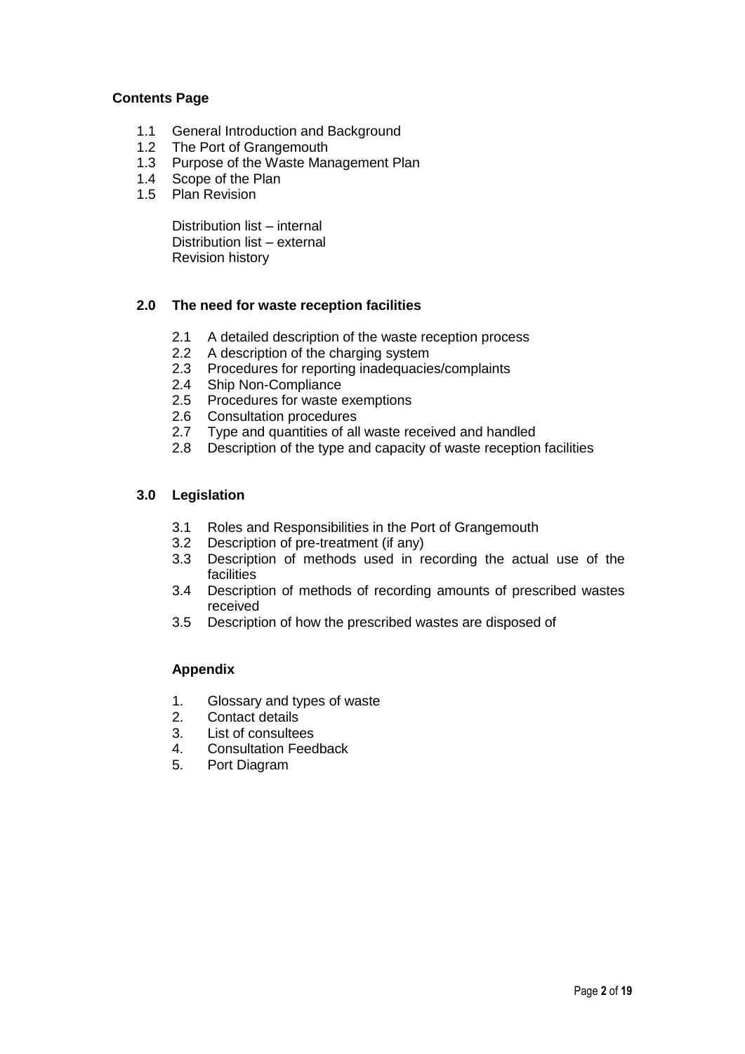## Contents Page

- 1.1 General Introduction and Background
- 1.2 The Port of Grangemouth
- 1.3 Purpose of the Waste Management Plan
- 1.4 Scope of the Plan
- 1.5 Plan Revision

  Distribution list – internal
  Distribution list – external
  Revision history

### 2.0 The need for waste reception facilities

- 2.1 A detailed description of the waste reception process
- 2.2 A description of the charging system
- 2.3 Procedures for reporting inadequacies/complaints
- 2.4 Ship Non-Compliance
- 2.5 Procedures for waste exemptions
- 2.6 Consultation procedures
- 2.7 Type and quantities of all waste received and handled
- 2.8 Description of the type and capacity of waste reception facilities

### 3.0 Legislation

- 3.1 Roles and Responsibilities in the Port of Grangemouth
- 3.2 Description of pre-treatment (if any)
- 3.3 Description of methods used in recording the actual use of the facilities
- 3.4 Description of methods of recording amounts of prescribed wastes received
- 3.5 Description of how the prescribed wastes are disposed of

### Appendix

1. Glossary and types of waste
2. Contact details
3. List of consultees
4. Consultation Feedback
5. Port Diagram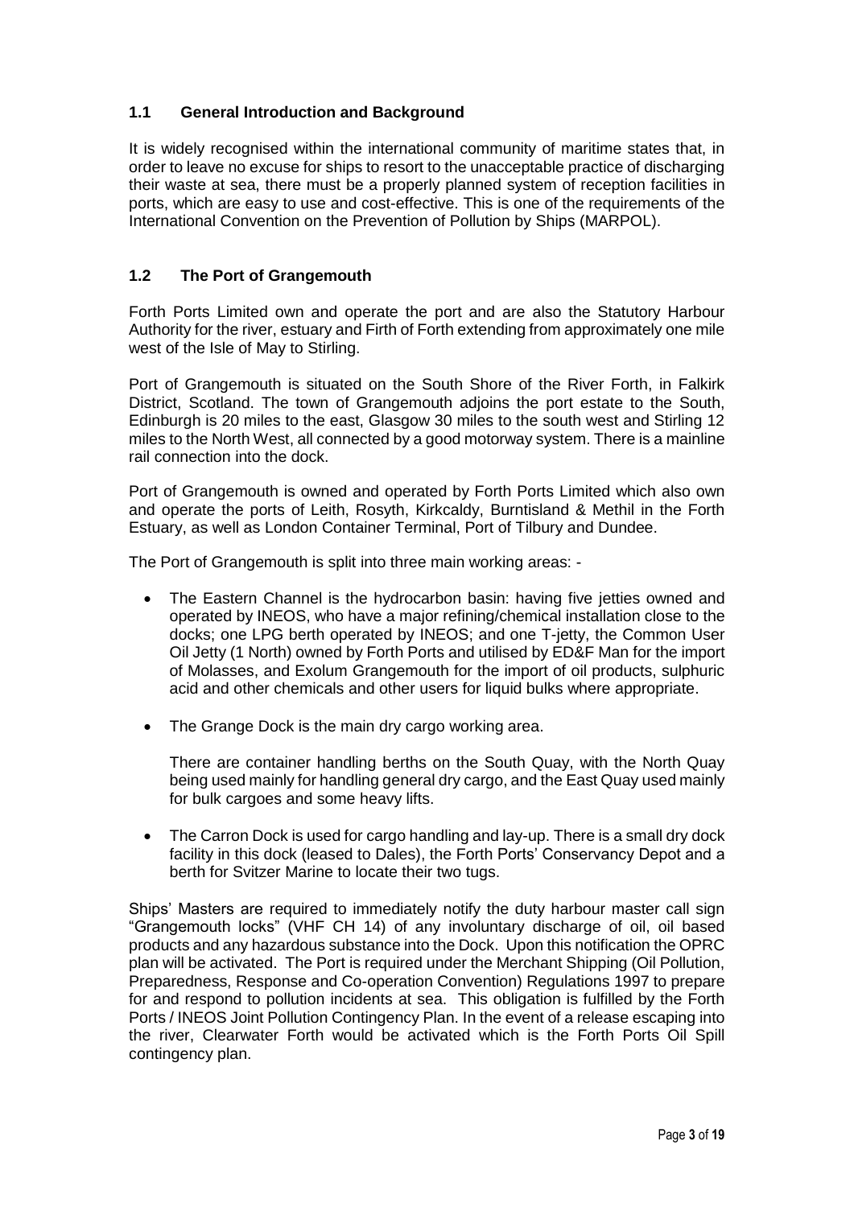## 1.1 General Introduction and Background

It is widely recognised within the international community of maritime states that, in order to leave no excuse for ships to resort to the unacceptable practice of discharging their waste at sea, there must be a properly planned system of reception facilities in ports, which are easy to use and cost-effective. This is one of the requirements of the International Convention on the Prevention of Pollution by Ships (MARPOL).

## 1.2 The Port of Grangemouth

Forth Ports Limited own and operate the port and are also the Statutory Harbour Authority for the river, estuary and Firth of Forth extending from approximately one mile west of the Isle of May to Stirling.

Port of Grangemouth is situated on the South Shore of the River Forth, in Falkirk District, Scotland. The town of Grangemouth adjoins the port estate to the South, Edinburgh is 20 miles to the east, Glasgow 30 miles to the south west and Stirling 12 miles to the North West, all connected by a good motorway system. There is a mainline rail connection into the dock.

Port of Grangemouth is owned and operated by Forth Ports Limited which also own and operate the ports of Leith, Rosyth, Kirkcaldy, Burntisland & Methil in the Forth Estuary, as well as London Container Terminal, Port of Tilbury and Dundee.

The Port of Grangemouth is split into three main working areas: -

- The Eastern Channel is the hydrocarbon basin: having five jetties owned and operated by INEOS, who have a major refining/chemical installation close to the docks; one LPG berth operated by INEOS; and one T-jetty, the Common User Oil Jetty (1 North) owned by Forth Ports and utilised by ED&F Man for the import of Molasses, and Exolum Grangemouth for the import of oil products, sulphuric acid and other chemicals and other users for liquid bulks where appropriate.
- The Grange Dock is the main dry cargo working area.

  There are container handling berths on the South Quay, with the North Quay being used mainly for handling general dry cargo, and the East Quay used mainly for bulk cargoes and some heavy lifts.
- The Carron Dock is used for cargo handling and lay-up. There is a small dry dock facility in this dock (leased to Dales), the Forth Ports' Conservancy Depot and a berth for Svitzer Marine to locate their two tugs.

Ships' Masters are required to immediately notify the duty harbour master call sign "Grangemouth locks" (VHF CH 14) of any involuntary discharge of oil, oil based products and any hazardous substance into the Dock. Upon this notification the OPRC plan will be activated. The Port is required under the Merchant Shipping (Oil Pollution, Preparedness, Response and Co-operation Convention) Regulations 1997 to prepare for and respond to pollution incidents at sea. This obligation is fulfilled by the Forth Ports / INEOS Joint Pollution Contingency Plan. In the event of a release escaping into the river, Clearwater Forth would be activated which is the Forth Ports Oil Spill contingency plan.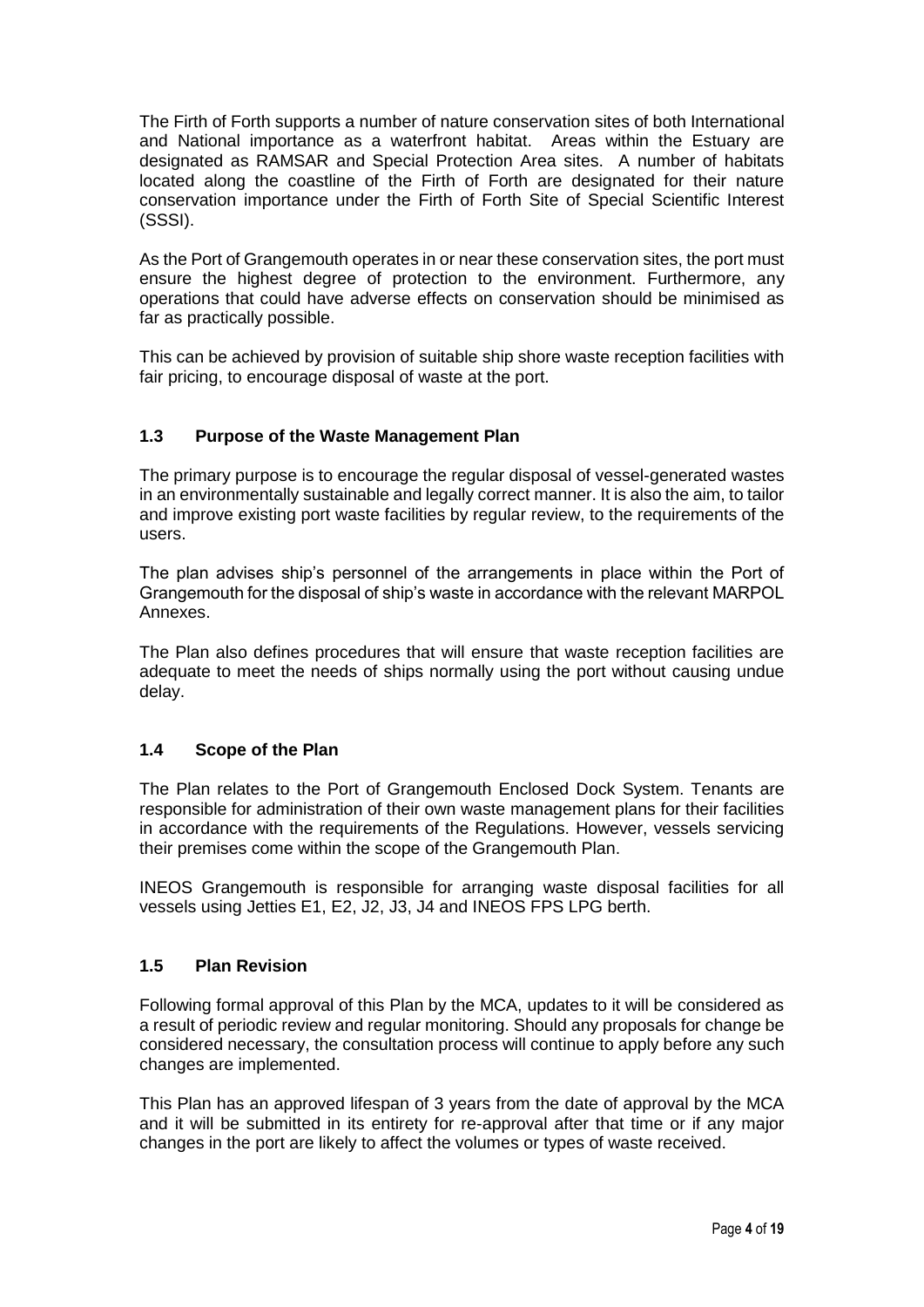The Firth of Forth supports a number of nature conservation sites of both International and National importance as a waterfront habitat. Areas within the Estuary are designated as RAMSAR and Special Protection Area sites. A number of habitats located along the coastline of the Firth of Forth are designated for their nature conservation importance under the Firth of Forth Site of Special Scientific Interest (SSSI).

As the Port of Grangemouth operates in or near these conservation sites, the port must ensure the highest degree of protection to the environment. Furthermore, any operations that could have adverse effects on conservation should be minimised as far as practically possible.

This can be achieved by provision of suitable ship shore waste reception facilities with fair pricing, to encourage disposal of waste at the port.

### 1.3 Purpose of the Waste Management Plan

The primary purpose is to encourage the regular disposal of vessel-generated wastes in an environmentally sustainable and legally correct manner. It is also the aim, to tailor and improve existing port waste facilities by regular review, to the requirements of the users.

The plan advises ship's personnel of the arrangements in place within the Port of Grangemouth for the disposal of ship's waste in accordance with the relevant MARPOL Annexes.

The Plan also defines procedures that will ensure that waste reception facilities are adequate to meet the needs of ships normally using the port without causing undue delay.

### 1.4 Scope of the Plan

The Plan relates to the Port of Grangemouth Enclosed Dock System. Tenants are responsible for administration of their own waste management plans for their facilities in accordance with the requirements of the Regulations. However, vessels servicing their premises come within the scope of the Grangemouth Plan.

INEOS Grangemouth is responsible for arranging waste disposal facilities for all vessels using Jetties E1, E2, J2, J3, J4 and INEOS FPS LPG berth.

### 1.5 Plan Revision

Following formal approval of this Plan by the MCA, updates to it will be considered as a result of periodic review and regular monitoring. Should any proposals for change be considered necessary, the consultation process will continue to apply before any such changes are implemented.

This Plan has an approved lifespan of 3 years from the date of approval by the MCA and it will be submitted in its entirety for re-approval after that time or if any major changes in the port are likely to affect the volumes or types of waste received.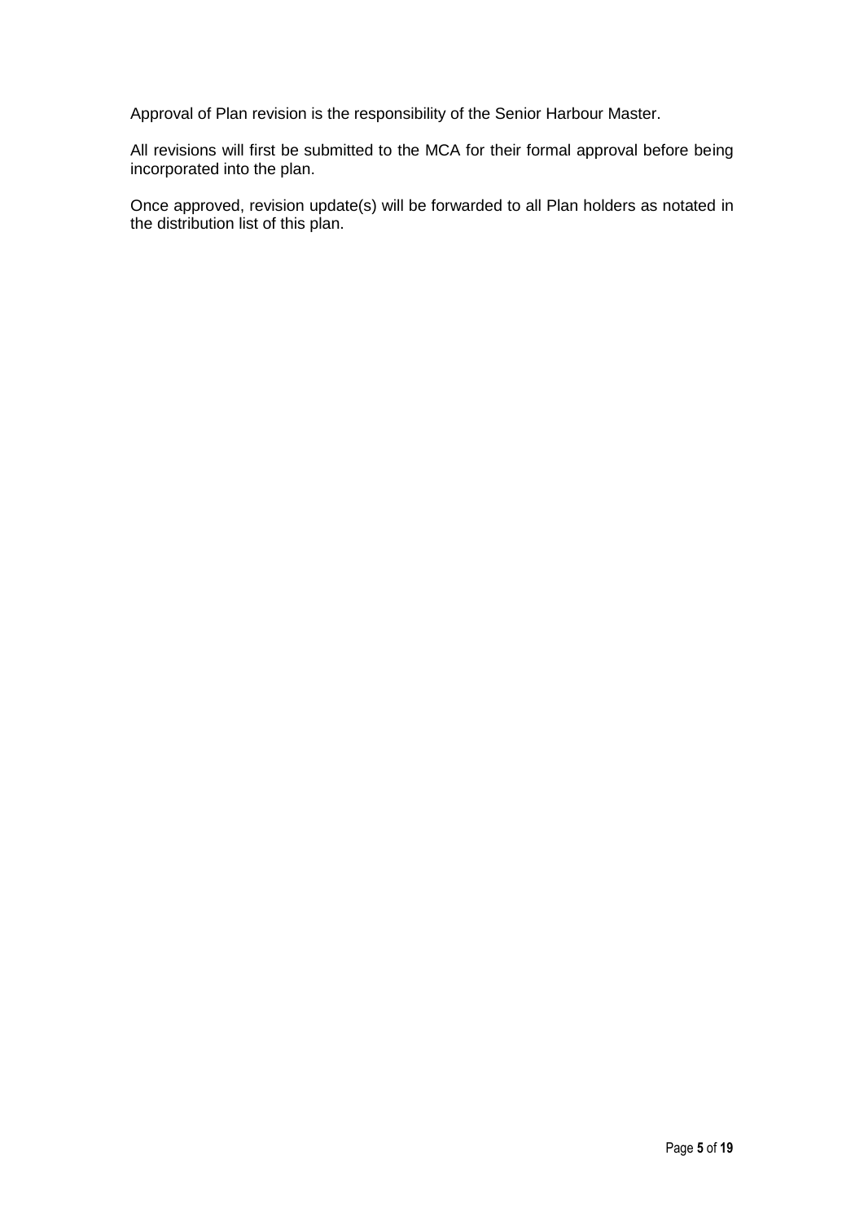Approval of Plan revision is the responsibility of the Senior Harbour Master.

All revisions will first be submitted to the MCA for their formal approval before being incorporated into the plan.

Once approved, revision update(s) will be forwarded to all Plan holders as notated in the distribution list of this plan.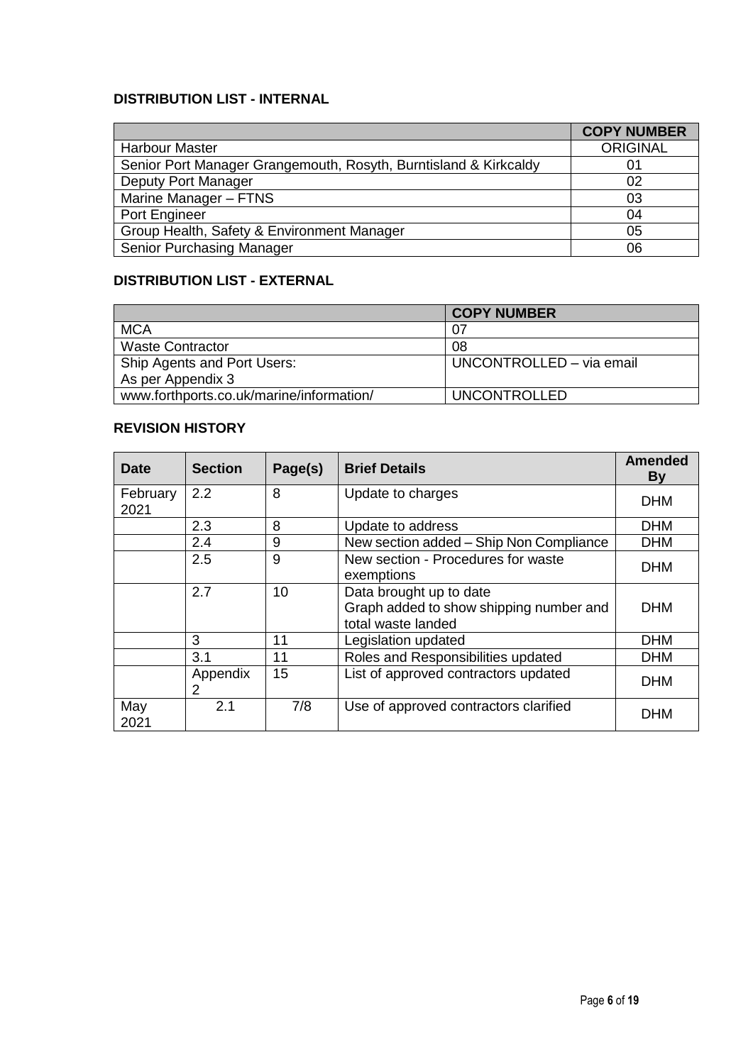## DISTRIBUTION LIST - INTERNAL

| | COPY NUMBER |
|---|---|
| Harbour Master | ORIGINAL |
| Senior Port Manager Grangemouth, Rosyth, Burntisland & Kirkcaldy | 01 |
| Deputy Port Manager | 02 |
| Marine Manager – FTNS | 03 |
| Port Engineer | 04 |
| Group Health, Safety & Environment Manager | 05 |
| Senior Purchasing Manager | 06 |

## DISTRIBUTION LIST - EXTERNAL

| | COPY NUMBER |
|---|---|
| MCA | 07 |
| Waste Contractor | 08 |
| Ship Agents and Port Users: As per Appendix 3 | UNCONTROLLED – via email |
| www.forthports.co.uk/marine/information/ | UNCONTROLLED |

## REVISION HISTORY

| Date | Section | Page(s) | Brief Details | Amended By |
|---|---|---|---|---|
| February 2021 | 2.2 | 8 | Update to charges | DHM |
| | 2.3 | 8 | Update to address | DHM |
| | 2.4 | 9 | New section added – Ship Non Compliance | DHM |
| | 2.5 | 9 | New section - Procedures for waste exemptions | DHM |
| | 2.7 | 10 | Data brought up to date<br>Graph added to show shipping number and total waste landed | DHM |
| | 3 | 11 | Legislation updated | DHM |
| | 3.1 | 11 | Roles and Responsibilities updated | DHM |
| | Appendix 2 | 15 | List of approved contractors updated | DHM |
| May 2021 | 2.1 | 7/8 | Use of approved contractors clarified | DHM |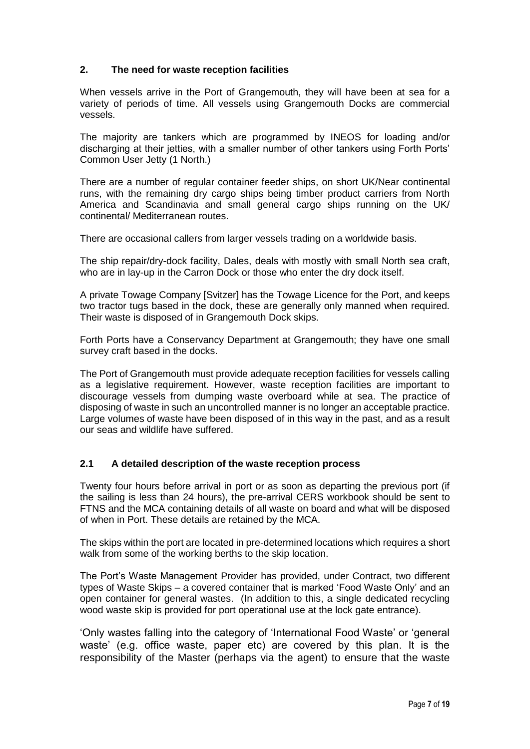## 2. The need for waste reception facilities

When vessels arrive in the Port of Grangemouth, they will have been at sea for a variety of periods of time. All vessels using Grangemouth Docks are commercial vessels.

The majority are tankers which are programmed by INEOS for loading and/or discharging at their jetties, with a smaller number of other tankers using Forth Ports' Common User Jetty (1 North.)

There are a number of regular container feeder ships, on short UK/Near continental runs, with the remaining dry cargo ships being timber product carriers from North America and Scandinavia and small general cargo ships running on the UK/ continental/ Mediterranean routes.

There are occasional callers from larger vessels trading on a worldwide basis.

The ship repair/dry-dock facility, Dales, deals with mostly with small North sea craft, who are in lay-up in the Carron Dock or those who enter the dry dock itself.

A private Towage Company [Svitzer] has the Towage Licence for the Port, and keeps two tractor tugs based in the dock, these are generally only manned when required. Their waste is disposed of in Grangemouth Dock skips.

Forth Ports have a Conservancy Department at Grangemouth; they have one small survey craft based in the docks.

The Port of Grangemouth must provide adequate reception facilities for vessels calling as a legislative requirement. However, waste reception facilities are important to discourage vessels from dumping waste overboard while at sea. The practice of disposing of waste in such an uncontrolled manner is no longer an acceptable practice. Large volumes of waste have been disposed of in this way in the past, and as a result our seas and wildlife have suffered.

### 2.1 A detailed description of the waste reception process

Twenty four hours before arrival in port or as soon as departing the previous port (if the sailing is less than 24 hours), the pre-arrival CERS workbook should be sent to FTNS and the MCA containing details of all waste on board and what will be disposed of when in Port. These details are retained by the MCA.

The skips within the port are located in pre-determined locations which requires a short walk from some of the working berths to the skip location.

The Port's Waste Management Provider has provided, under Contract, two different types of Waste Skips – a covered container that is marked 'Food Waste Only' and an open container for general wastes. (In addition to this, a single dedicated recycling wood waste skip is provided for port operational use at the lock gate entrance).

'Only wastes falling into the category of 'International Food Waste' or 'general waste' (e.g. office waste, paper etc) are covered by this plan. It is the responsibility of the Master (perhaps via the agent) to ensure that the waste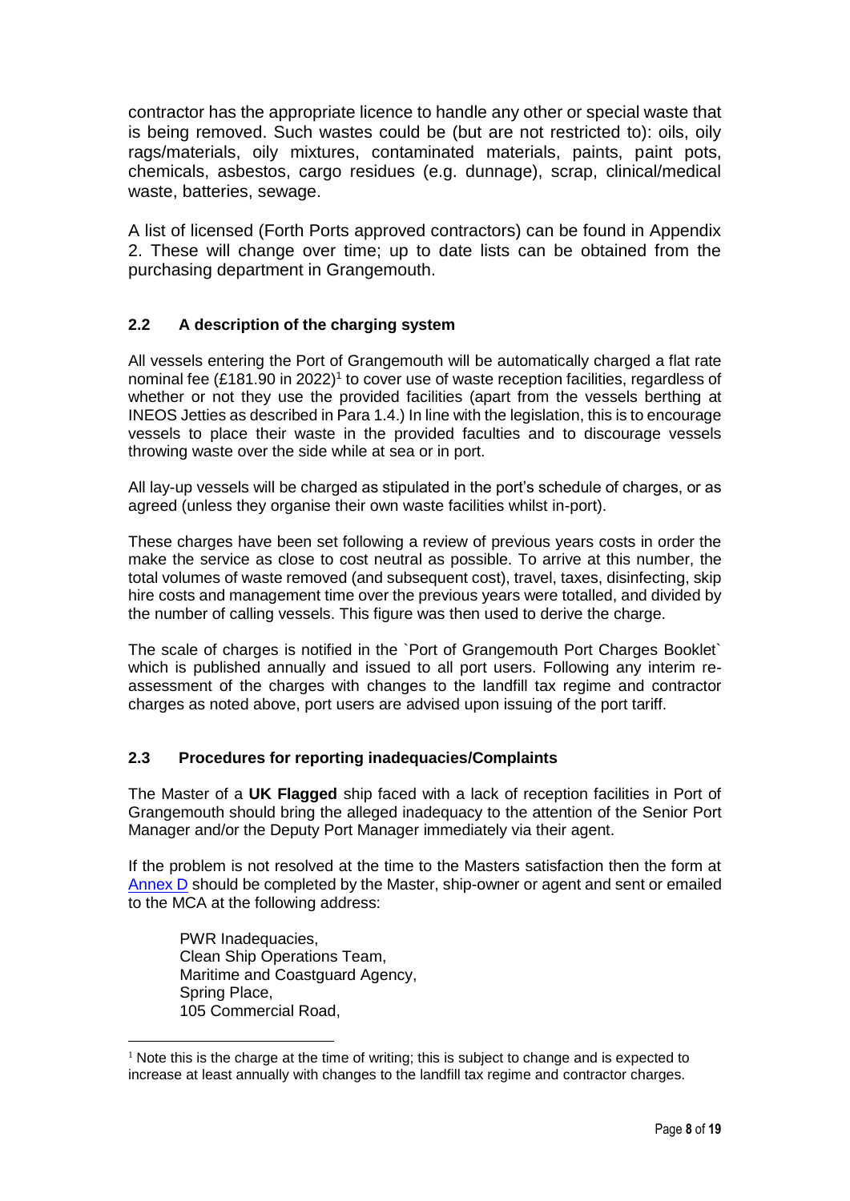contractor has the appropriate licence to handle any other or special waste that is being removed. Such wastes could be (but are not restricted to): oils, oily rags/materials, oily mixtures, contaminated materials, paints, paint pots, chemicals, asbestos, cargo residues (e.g. dunnage), scrap, clinical/medical waste, batteries, sewage.

A list of licensed (Forth Ports approved contractors) can be found in Appendix 2. These will change over time; up to date lists can be obtained from the purchasing department in Grangemouth.

### 2.2 A description of the charging system

All vessels entering the Port of Grangemouth will be automatically charged a flat rate nominal fee (£181.90 in 2022)[1] to cover use of waste reception facilities, regardless of whether or not they use the provided facilities (apart from the vessels berthing at INEOS Jetties as described in Para 1.4.) In line with the legislation, this is to encourage vessels to place their waste in the provided faculties and to discourage vessels throwing waste over the side while at sea or in port.

All lay-up vessels will be charged as stipulated in the port's schedule of charges, or as agreed (unless they organise their own waste facilities whilst in-port).

These charges have been set following a review of previous years costs in order the make the service as close to cost neutral as possible. To arrive at this number, the total volumes of waste removed (and subsequent cost), travel, taxes, disinfecting, skip hire costs and management time over the previous years were totalled, and divided by the number of calling vessels. This figure was then used to derive the charge.

The scale of charges is notified in the `Port of Grangemouth Port Charges Booklet` which is published annually and issued to all port users. Following any interim re-assessment of the charges with changes to the landfill tax regime and contractor charges as noted above, port users are advised upon issuing of the port tariff.

### 2.3 Procedures for reporting inadequacies/Complaints

The Master of a **UK Flagged** ship faced with a lack of reception facilities in Port of Grangemouth should bring the alleged inadequacy to the attention of the Senior Port Manager and/or the Deputy Port Manager immediately via their agent.

If the problem is not resolved at the time to the Masters satisfaction then the form at Annex D should be completed by the Master, ship-owner or agent and sent or emailed to the MCA at the following address:

> PWR Inadequacies,
> Clean Ship Operations Team,
> Maritime and Coastguard Agency,
> Spring Place,
> 105 Commercial Road,

---

[1] Note this is the charge at the time of writing; this is subject to change and is expected to increase at least annually with changes to the landfill tax regime and contractor charges.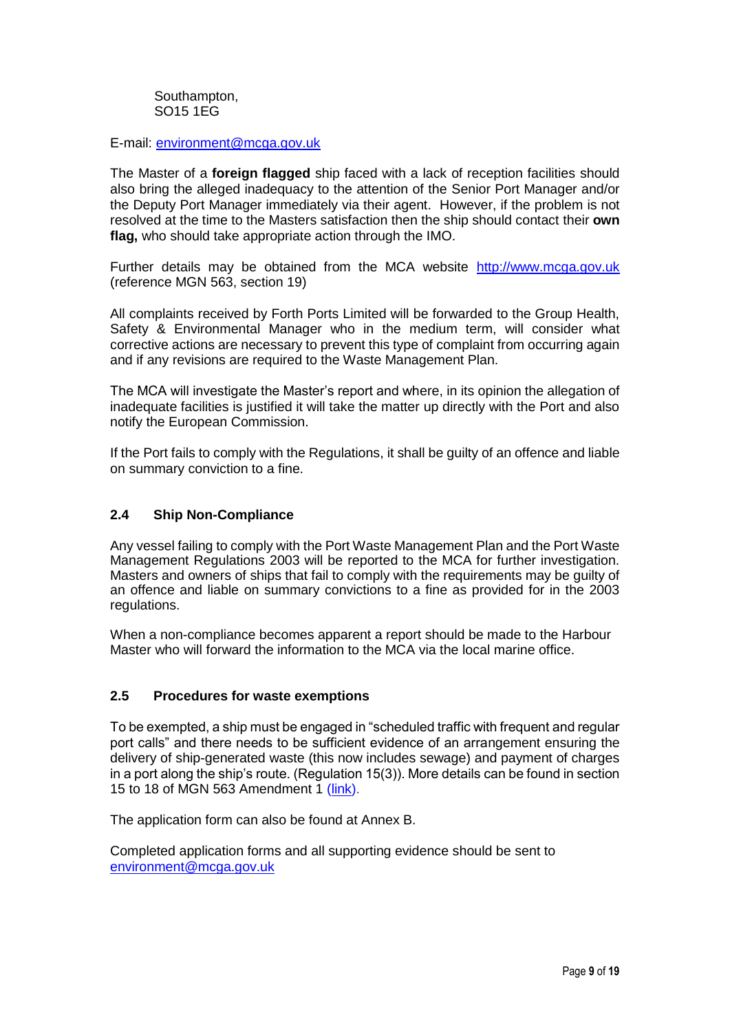Southampton,
SO15 1EG

E-mail: [environment@mcga.gov.uk](mailto:environment@mcga.gov.uk)

The Master of a **foreign flagged** ship faced with a lack of reception facilities should also bring the alleged inadequacy to the attention of the Senior Port Manager and/or the Deputy Port Manager immediately via their agent. However, if the problem is not resolved at the time to the Masters satisfaction then the ship should contact their **own flag,** who should take appropriate action through the IMO.

Further details may be obtained from the MCA website [http://www.mcga.gov.uk](http://www.mcga.gov.uk) (reference MGN 563, section 19)

All complaints received by Forth Ports Limited will be forwarded to the Group Health, Safety & Environmental Manager who in the medium term, will consider what corrective actions are necessary to prevent this type of complaint from occurring again and if any revisions are required to the Waste Management Plan.

The MCA will investigate the Master's report and where, in its opinion the allegation of inadequate facilities is justified it will take the matter up directly with the Port and also notify the European Commission.

If the Port fails to comply with the Regulations, it shall be guilty of an offence and liable on summary conviction to a fine.

## 2.4 Ship Non-Compliance

Any vessel failing to comply with the Port Waste Management Plan and the Port Waste Management Regulations 2003 will be reported to the MCA for further investigation. Masters and owners of ships that fail to comply with the requirements may be guilty of an offence and liable on summary convictions to a fine as provided for in the 2003 regulations.

When a non-compliance becomes apparent a report should be made to the Harbour Master who will forward the information to the MCA via the local marine office.

## 2.5 Procedures for waste exemptions

To be exempted, a ship must be engaged in "scheduled traffic with frequent and regular port calls" and there needs to be sufficient evidence of an arrangement ensuring the delivery of ship-generated waste (this now includes sewage) and payment of charges in a port along the ship's route. (Regulation 15(3)). More details can be found in section 15 to 18 of MGN 563 Amendment 1 (link).

The application form can also be found at Annex B.

Completed application forms and all supporting evidence should be sent to [environment@mcga.gov.uk](mailto:environment@mcga.gov.uk)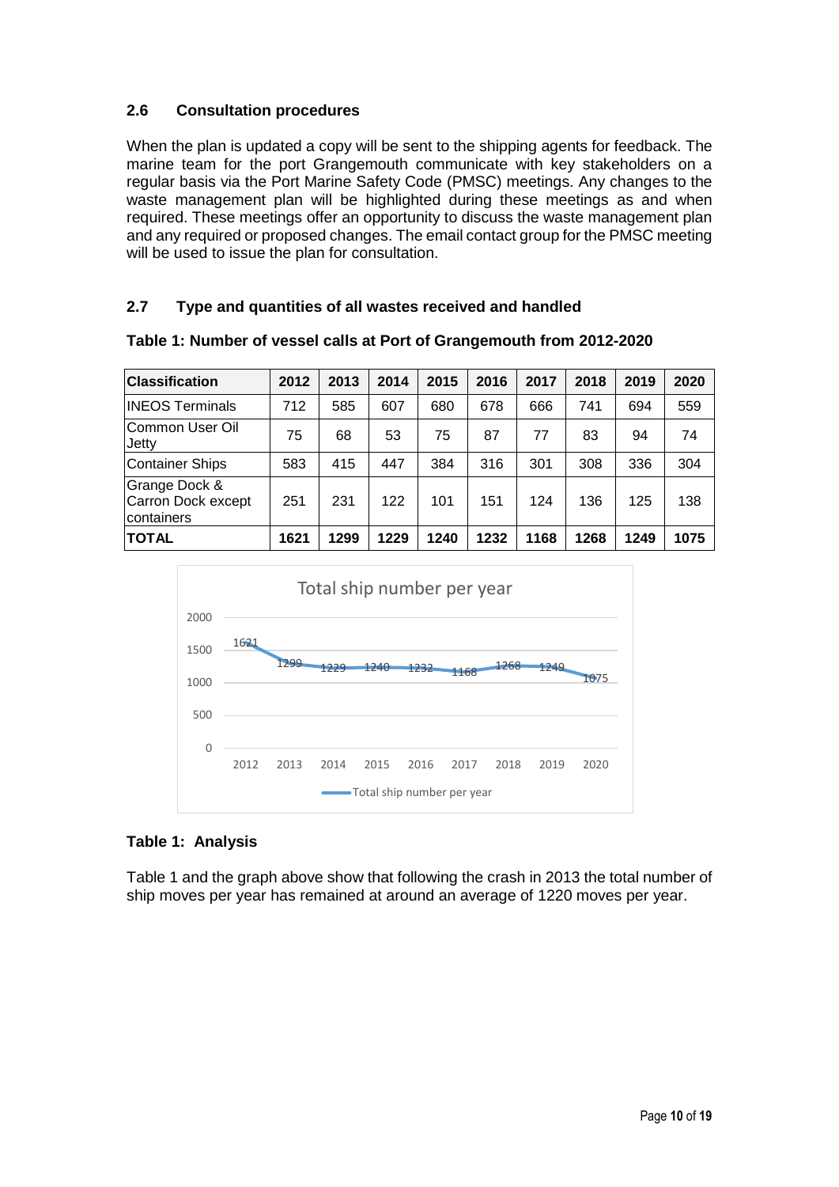### 2.6 Consultation procedures

When the plan is updated a copy will be sent to the shipping agents for feedback. The marine team for the port Grangemouth communicate with key stakeholders on a regular basis via the Port Marine Safety Code (PMSC) meetings. Any changes to the waste management plan will be highlighted during these meetings as and when required. These meetings offer an opportunity to discuss the waste management plan and any required or proposed changes. The email contact group for the PMSC meeting will be used to issue the plan for consultation.

### 2.7 Type and quantities of all wastes received and handled

**Table 1: Number of vessel calls at Port of Grangemouth from 2012-2020**

| Classification | 2012 | 2013 | 2014 | 2015 | 2016 | 2017 | 2018 | 2019 | 2020 |
|---|---|---|---|---|---|---|---|---|---|
| INEOS Terminals | 712 | 585 | 607 | 680 | 678 | 666 | 741 | 694 | 559 |
| Common User Oil Jetty | 75 | 68 | 53 | 75 | 87 | 77 | 83 | 94 | 74 |
| Container Ships | 583 | 415 | 447 | 384 | 316 | 301 | 308 | 336 | 304 |
| Grange Dock & Carron Dock except containers | 251 | 231 | 122 | 101 | 151 | 124 | 136 | 125 | 138 |
| **TOTAL** | **1621** | **1299** | **1229** | **1240** | **1232** | **1168** | **1268** | **1249** | **1075** |

**Table 1: Analysis**

Table 1 and the graph above show that following the crash in 2013 the total number of ship moves per year has remained at around an average of 1220 moves per year.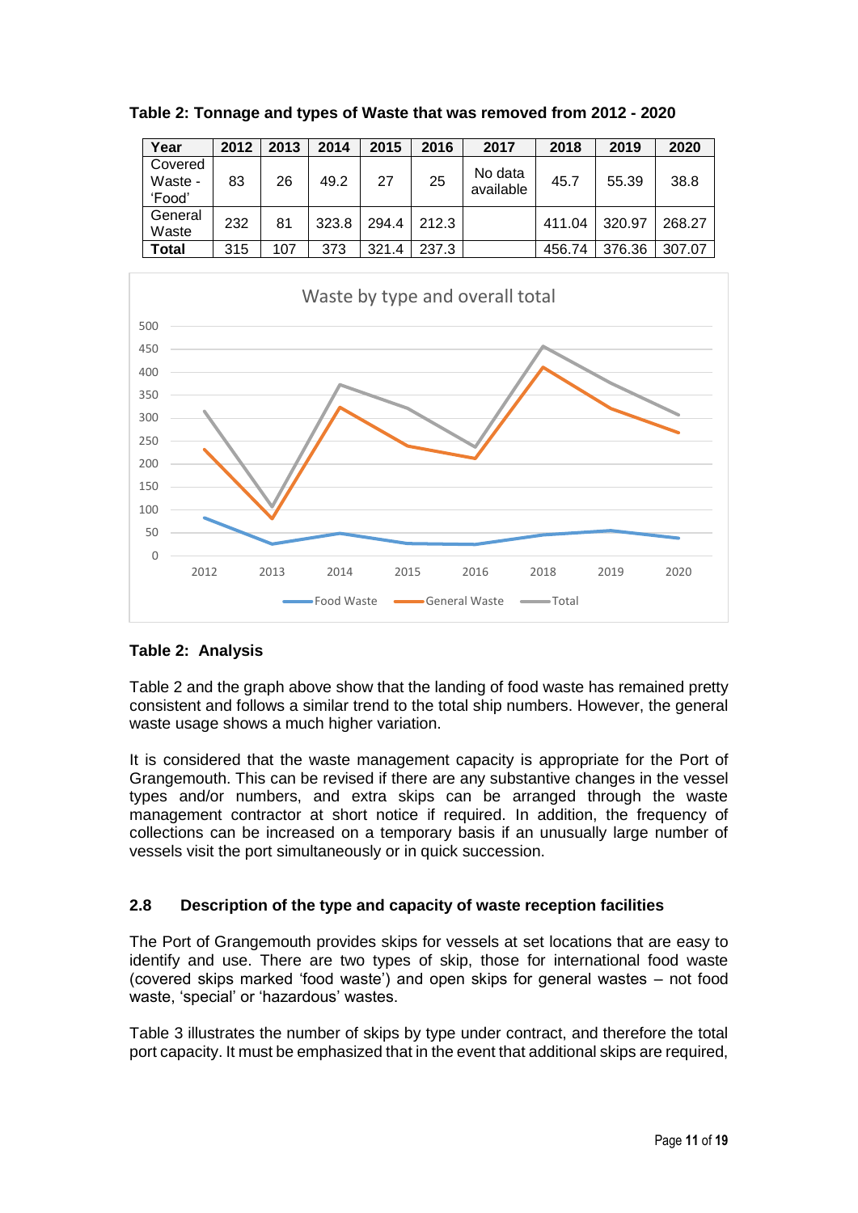**Table 2: Tonnage and types of Waste that was removed from 2012 - 2020**

| Year | 2012 | 2013 | 2014 | 2015 | 2016 | 2017 | 2018 | 2019 | 2020 |
|---|---|---|---|---|---|---|---|---|---|
| Covered Waste - 'Food' | 83 | 26 | 49.2 | 27 | 25 | No data available | 45.7 | 55.39 | 38.8 |
| General Waste | 232 | 81 | 323.8 | 294.4 | 212.3 | | 411.04 | 320.97 | 268.27 |
| **Total** | 315 | 107 | 373 | 321.4 | 237.3 | | 456.74 | 376.36 | 307.07 |

**Table 2: Analysis**

Table 2 and the graph above show that the landing of food waste has remained pretty consistent and follows a similar trend to the total ship numbers. However, the general waste usage shows a much higher variation.

It is considered that the waste management capacity is appropriate for the Port of Grangemouth. This can be revised if there are any substantive changes in the vessel types and/or numbers, and extra skips can be arranged through the waste management contractor at short notice if required. In addition, the frequency of collections can be increased on a temporary basis if an unusually large number of vessels visit the port simultaneously or in quick succession.

### 2.8 Description of the type and capacity of waste reception facilities

The Port of Grangemouth provides skips for vessels at set locations that are easy to identify and use. There are two types of skip, those for international food waste (covered skips marked 'food waste') and open skips for general wastes – not food waste, 'special' or 'hazardous' wastes.

Table 3 illustrates the number of skips by type under contract, and therefore the total port capacity. It must be emphasized that in the event that additional skips are required,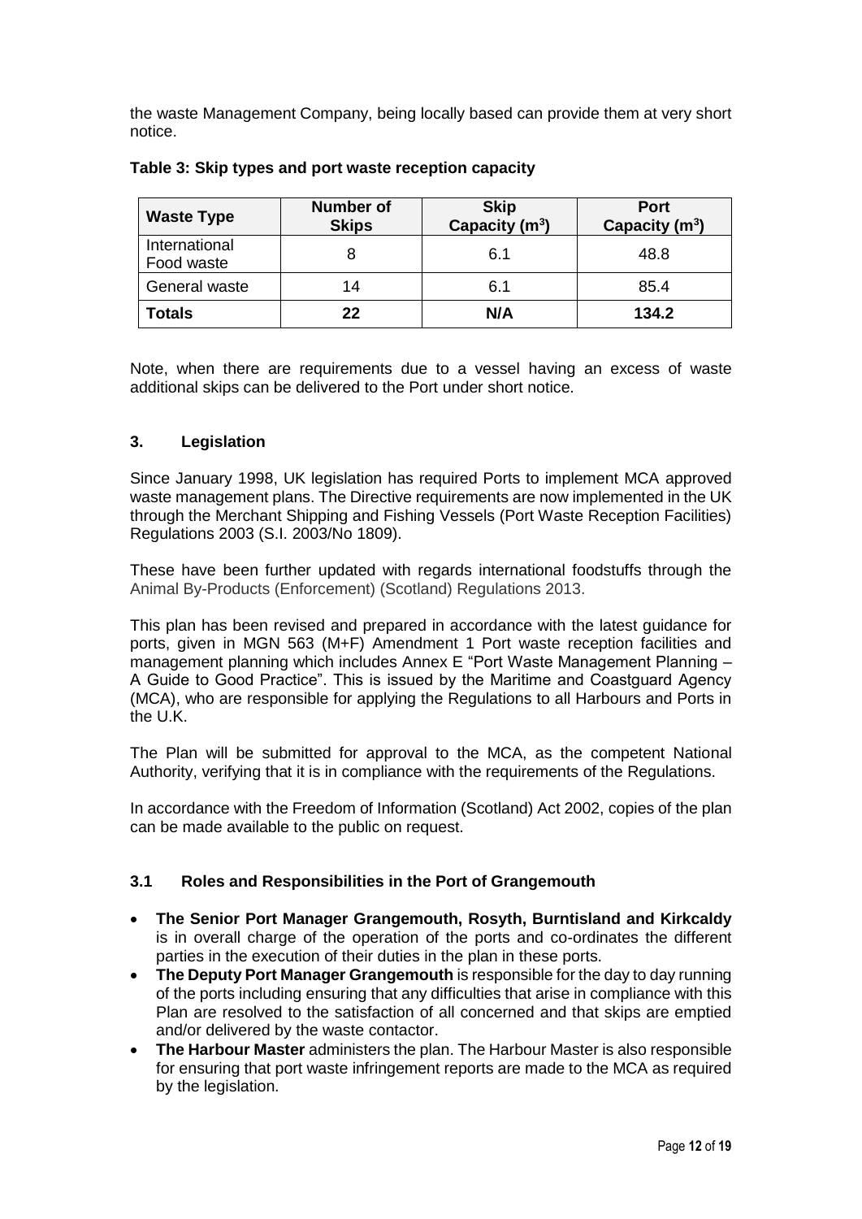the waste Management Company, being locally based can provide them at very short notice.

**Table 3: Skip types and port waste reception capacity**

| Waste Type | Number of Skips | Skip Capacity ($m^3$) | Port Capacity ($m^3$) |
|---|---|---|---|
| International Food waste | 8 | 6.1 | 48.8 |
| General waste | 14 | 6.1 | 85.4 |
| **Totals** | **22** | **N/A** | **134.2** |

Note, when there are requirements due to a vessel having an excess of waste additional skips can be delivered to the Port under short notice.

## 3. Legislation

Since January 1998, UK legislation has required Ports to implement MCA approved waste management plans. The Directive requirements are now implemented in the UK through the Merchant Shipping and Fishing Vessels (Port Waste Reception Facilities) Regulations 2003 (S.I. 2003/No 1809).

These have been further updated with regards international foodstuffs through the Animal By-Products (Enforcement) (Scotland) Regulations 2013.

This plan has been revised and prepared in accordance with the latest guidance for ports, given in MGN 563 (M+F) Amendment 1 Port waste reception facilities and management planning which includes Annex E "Port Waste Management Planning – A Guide to Good Practice". This is issued by the Maritime and Coastguard Agency (MCA), who are responsible for applying the Regulations to all Harbours and Ports in the U.K.

The Plan will be submitted for approval to the MCA, as the competent National Authority, verifying that it is in compliance with the requirements of the Regulations.

In accordance with the Freedom of Information (Scotland) Act 2002, copies of the plan can be made available to the public on request.

### 3.1 Roles and Responsibilities in the Port of Grangemouth

- **The Senior Port Manager Grangemouth, Rosyth, Burntisland and Kirkcaldy** is in overall charge of the operation of the ports and co-ordinates the different parties in the execution of their duties in the plan in these ports.
- **The Deputy Port Manager Grangemouth** is responsible for the day to day running of the ports including ensuring that any difficulties that arise in compliance with this Plan are resolved to the satisfaction of all concerned and that skips are emptied and/or delivered by the waste contactor.
- **The Harbour Master** administers the plan. The Harbour Master is also responsible for ensuring that port waste infringement reports are made to the MCA as required by the legislation.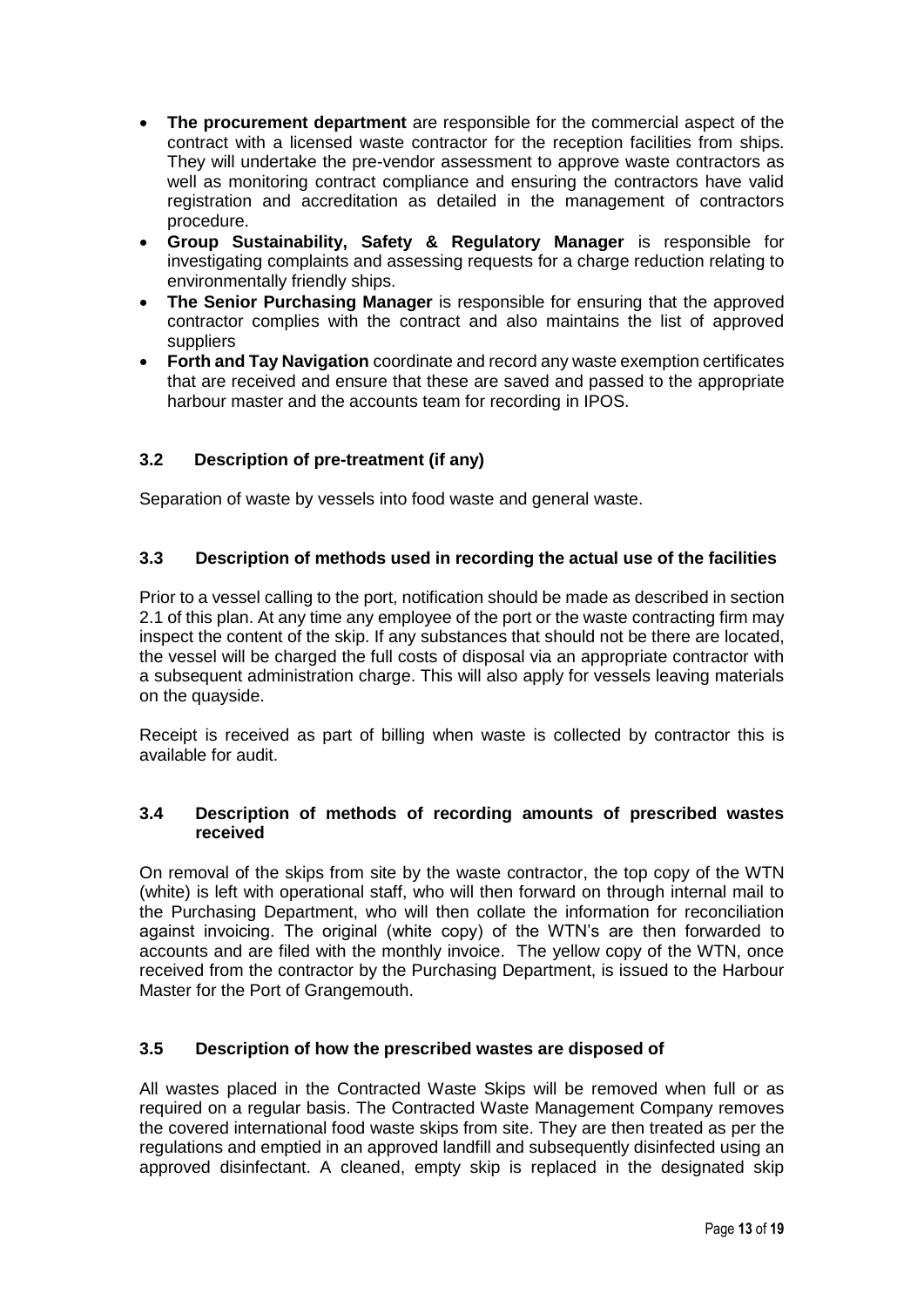- **The procurement department** are responsible for the commercial aspect of the contract with a licensed waste contractor for the reception facilities from ships. They will undertake the pre-vendor assessment to approve waste contractors as well as monitoring contract compliance and ensuring the contractors have valid registration and accreditation as detailed in the management of contractors procedure.
- **Group Sustainability, Safety & Regulatory Manager** is responsible for investigating complaints and assessing requests for a charge reduction relating to environmentally friendly ships.
- **The Senior Purchasing Manager** is responsible for ensuring that the approved contractor complies with the contract and also maintains the list of approved suppliers
- **Forth and Tay Navigation** coordinate and record any waste exemption certificates that are received and ensure that these are saved and passed to the appropriate harbour master and the accounts team for recording in IPOS.

### 3.2 Description of pre-treatment (if any)

Separation of waste by vessels into food waste and general waste.

### 3.3 Description of methods used in recording the actual use of the facilities

Prior to a vessel calling to the port, notification should be made as described in section 2.1 of this plan. At any time any employee of the port or the waste contracting firm may inspect the content of the skip. If any substances that should not be there are located, the vessel will be charged the full costs of disposal via an appropriate contractor with a subsequent administration charge. This will also apply for vessels leaving materials on the quayside.

Receipt is received as part of billing when waste is collected by contractor this is available for audit.

### 3.4 Description of methods of recording amounts of prescribed wastes received

On removal of the skips from site by the waste contractor, the top copy of the WTN (white) is left with operational staff, who will then forward on through internal mail to the Purchasing Department, who will then collate the information for reconciliation against invoicing. The original (white copy) of the WTN's are then forwarded to accounts and are filed with the monthly invoice. The yellow copy of the WTN, once received from the contractor by the Purchasing Department, is issued to the Harbour Master for the Port of Grangemouth.

### 3.5 Description of how the prescribed wastes are disposed of

All wastes placed in the Contracted Waste Skips will be removed when full or as required on a regular basis. The Contracted Waste Management Company removes the covered international food waste skips from site. They are then treated as per the regulations and emptied in an approved landfill and subsequently disinfected using an approved disinfectant. A cleaned, empty skip is replaced in the designated skip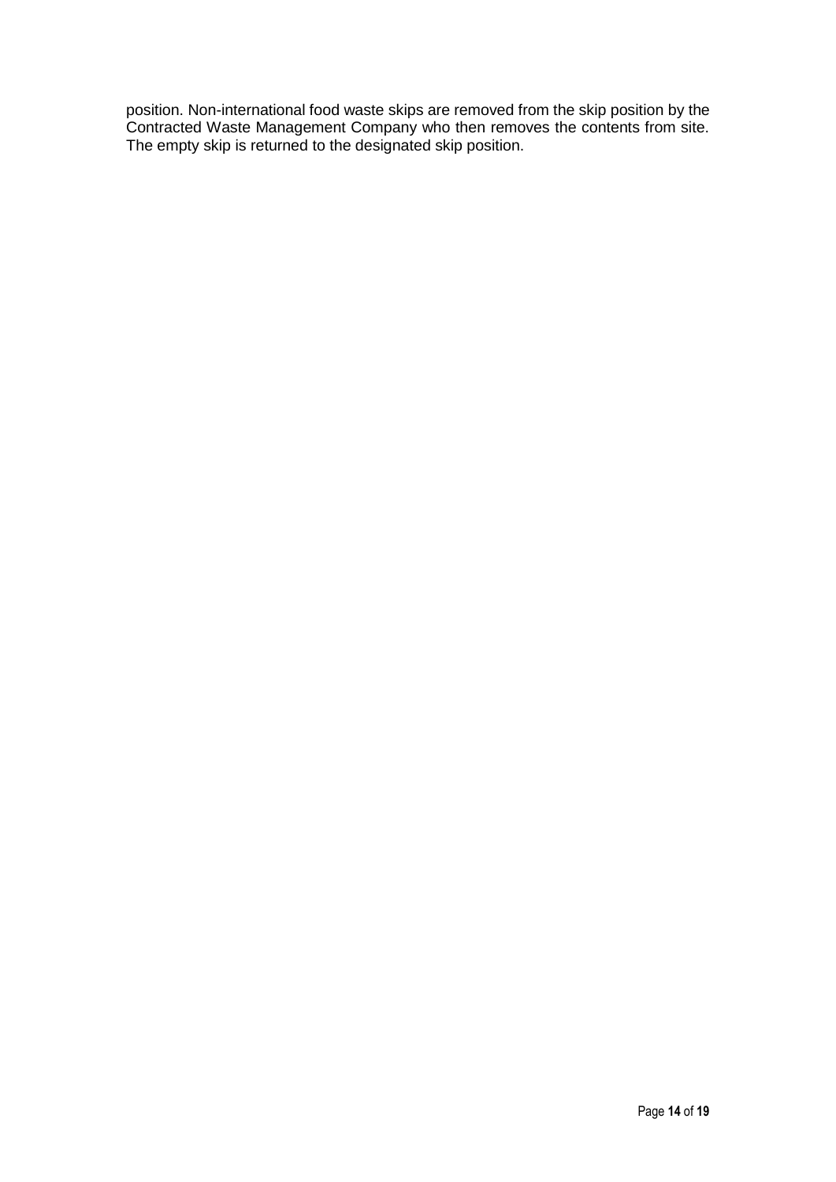position. Non-international food waste skips are removed from the skip position by the Contracted Waste Management Company who then removes the contents from site. The empty skip is returned to the designated skip position.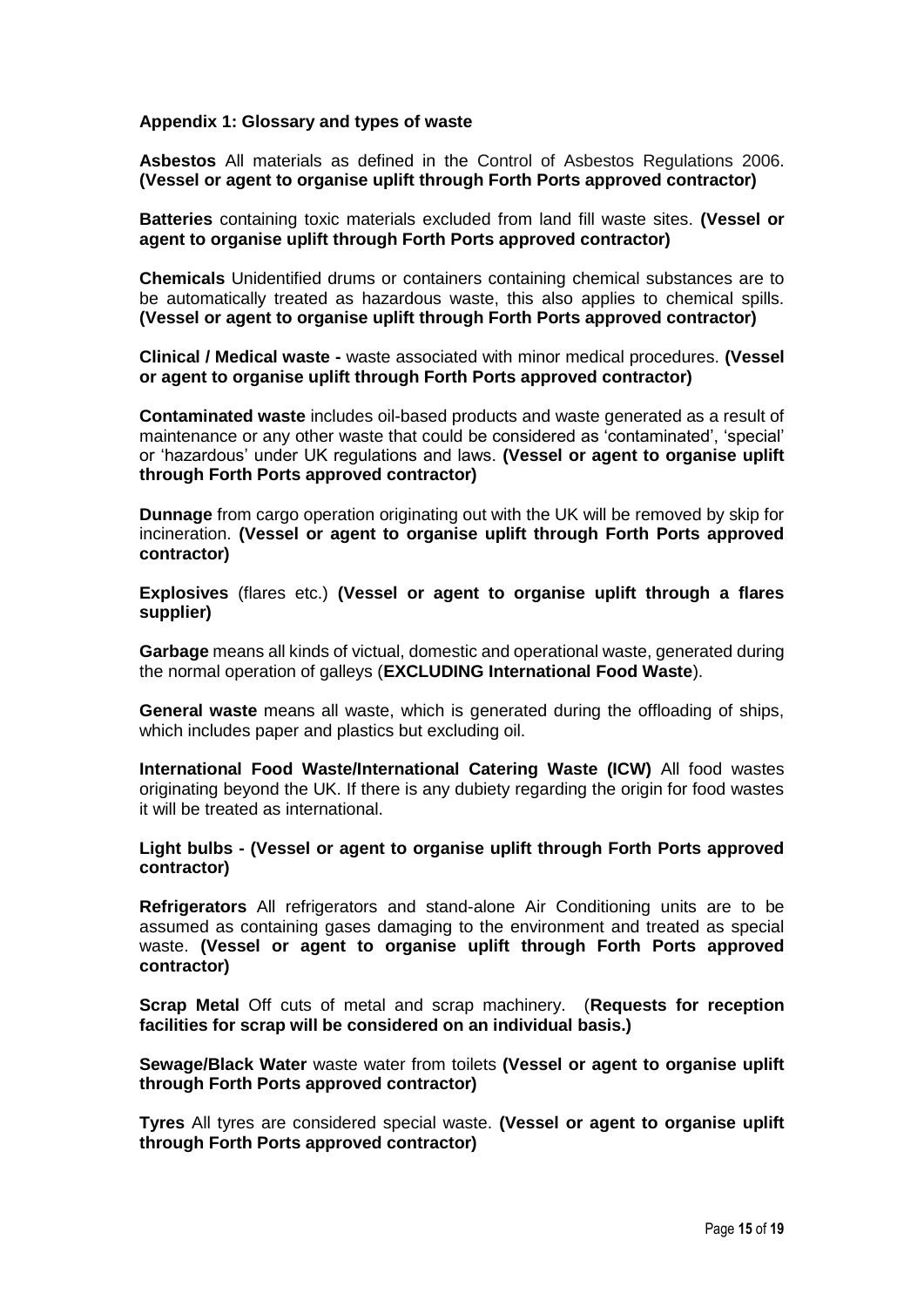## Appendix 1: Glossary and types of waste

**Asbestos** All materials as defined in the Control of Asbestos Regulations 2006. **(Vessel or agent to organise uplift through Forth Ports approved contractor)**

**Batteries** containing toxic materials excluded from land fill waste sites. **(Vessel or agent to organise uplift through Forth Ports approved contractor)**

**Chemicals** Unidentified drums or containers containing chemical substances are to be automatically treated as hazardous waste, this also applies to chemical spills. **(Vessel or agent to organise uplift through Forth Ports approved contractor)**

**Clinical / Medical waste -** waste associated with minor medical procedures. **(Vessel or agent to organise uplift through Forth Ports approved contractor)**

**Contaminated waste** includes oil-based products and waste generated as a result of maintenance or any other waste that could be considered as 'contaminated', 'special' or 'hazardous' under UK regulations and laws. **(Vessel or agent to organise uplift through Forth Ports approved contractor)**

**Dunnage** from cargo operation originating out with the UK will be removed by skip for incineration. **(Vessel or agent to organise uplift through Forth Ports approved contractor)**

**Explosives** (flares etc.) **(Vessel or agent to organise uplift through a flares supplier)**

**Garbage** means all kinds of victual, domestic and operational waste, generated during the normal operation of galleys (**EXCLUDING International Food Waste**).

**General waste** means all waste, which is generated during the offloading of ships, which includes paper and plastics but excluding oil.

**International Food Waste/International Catering Waste (ICW)** All food wastes originating beyond the UK. If there is any dubiety regarding the origin for food wastes it will be treated as international.

**Light bulbs - (Vessel or agent to organise uplift through Forth Ports approved contractor)**

**Refrigerators** All refrigerators and stand-alone Air Conditioning units are to be assumed as containing gases damaging to the environment and treated as special waste. **(Vessel or agent to organise uplift through Forth Ports approved contractor)**

**Scrap Metal** Off cuts of metal and scrap machinery. (**Requests for reception facilities for scrap will be considered on an individual basis.)**

**Sewage/Black Water** waste water from toilets **(Vessel or agent to organise uplift through Forth Ports approved contractor)**

**Tyres** All tyres are considered special waste. **(Vessel or agent to organise uplift through Forth Ports approved contractor)**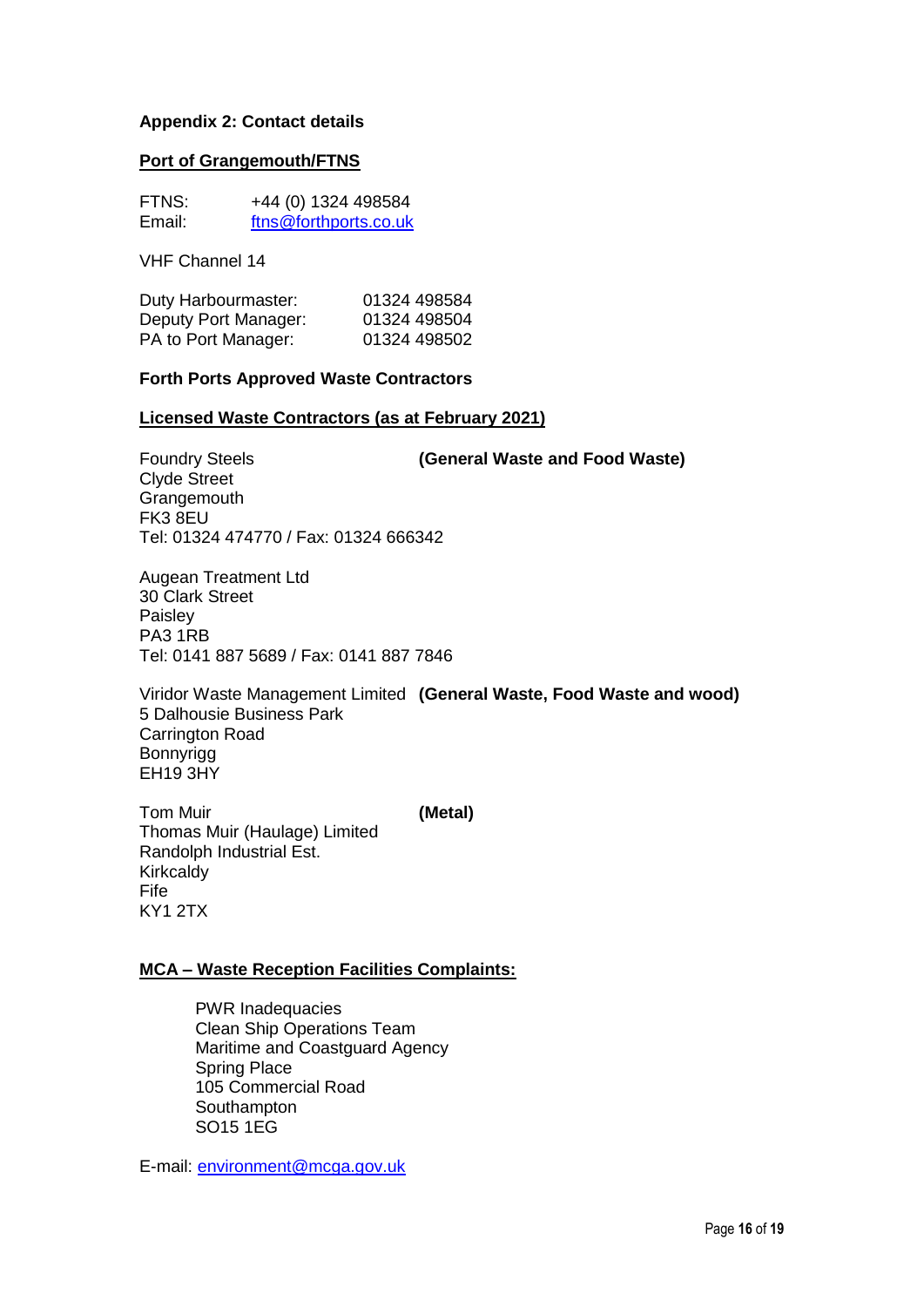**Appendix 2: Contact details**

**<u>Port of Grangemouth/FTNS</u>**

FTNS: +44 (0) 1324 498584
Email: ftns@forthports.co.uk

VHF Channel 14

| | |
|---|---|
| Duty Harbourmaster: | 01324 498584 |
| Deputy Port Manager: | 01324 498504 |
| PA to Port Manager: | 01324 498502 |

**Forth Ports Approved Waste Contractors**

**<u>Licensed Waste Contractors (as at February 2021)</u>**

Foundry Steels **(General Waste and Food Waste)**
Clyde Street
Grangemouth
FK3 8EU
Tel: 01324 474770 / Fax: 01324 666342

Augean Treatment Ltd
30 Clark Street
Paisley
PA3 1RB
Tel: 0141 887 5689 / Fax: 0141 887 7846

Viridor Waste Management Limited **(General Waste, Food Waste and wood)**
5 Dalhousie Business Park
Carrington Road
Bonnyrigg
EH19 3HY

Tom Muir **(Metal)**
Thomas Muir (Haulage) Limited
Randolph Industrial Est.
Kirkcaldy
Fife
KY1 2TX

**<u>MCA – Waste Reception Facilities Complaints:</u>**

PWR Inadequacies
Clean Ship Operations Team
Maritime and Coastguard Agency
Spring Place
105 Commercial Road
Southampton
SO15 1EG

E-mail: environment@mcga.gov.uk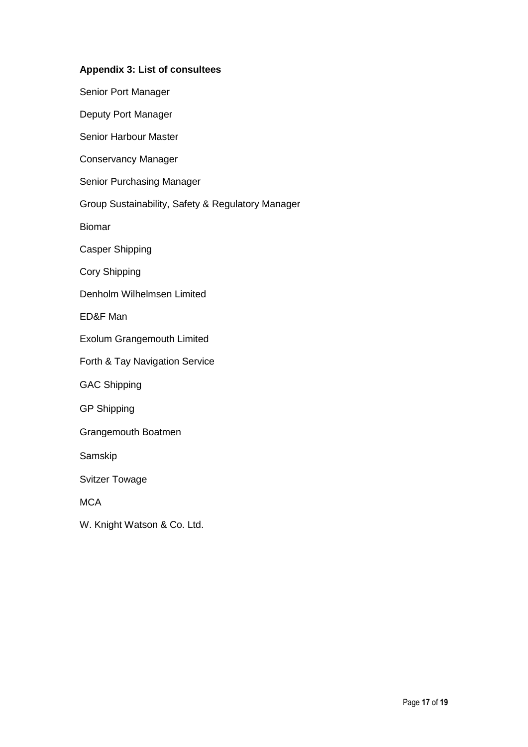**Appendix 3: List of consultees**

Senior Port Manager

Deputy Port Manager

Senior Harbour Master

Conservancy Manager

Senior Purchasing Manager

Group Sustainability, Safety & Regulatory Manager

Biomar

Casper Shipping

Cory Shipping

Denholm Wilhelmsen Limited

ED&F Man

Exolum Grangemouth Limited

Forth & Tay Navigation Service

GAC Shipping

GP Shipping

Grangemouth Boatmen

Samskip

Svitzer Towage

MCA

W. Knight Watson & Co. Ltd.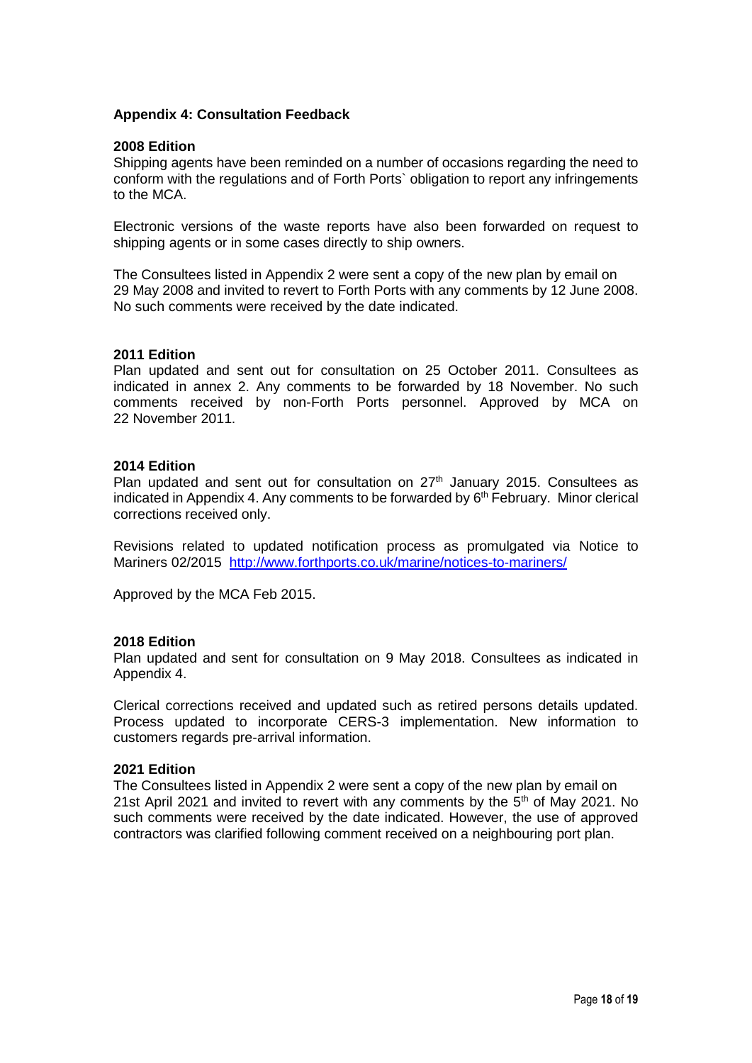## Appendix 4: Consultation Feedback

### 2008 Edition

Shipping agents have been reminded on a number of occasions regarding the need to conform with the regulations and of Forth Ports` obligation to report any infringements to the MCA.

Electronic versions of the waste reports have also been forwarded on request to shipping agents or in some cases directly to ship owners.

The Consultees listed in Appendix 2 were sent a copy of the new plan by email on 29 May 2008 and invited to revert to Forth Ports with any comments by 12 June 2008. No such comments were received by the date indicated.

### 2011 Edition

Plan updated and sent out for consultation on 25 October 2011. Consultees as indicated in annex 2. Any comments to be forwarded by 18 November. No such comments received by non-Forth Ports personnel. Approved by MCA on 22 November 2011.

### 2014 Edition

Plan updated and sent out for consultation on 27th January 2015. Consultees as indicated in Appendix 4. Any comments to be forwarded by 6th February. Minor clerical corrections received only.

Revisions related to updated notification process as promulgated via Notice to Mariners 02/2015 [http://www.forthports.co.uk/marine/notices-to-mariners/](http://www.forthports.co.uk/marine/notices-to-mariners/)

Approved by the MCA Feb 2015.

### 2018 Edition

Plan updated and sent for consultation on 9 May 2018. Consultees as indicated in Appendix 4.

Clerical corrections received and updated such as retired persons details updated. Process updated to incorporate CERS-3 implementation. New information to customers regards pre-arrival information.

### 2021 Edition

The Consultees listed in Appendix 2 were sent a copy of the new plan by email on 21st April 2021 and invited to revert with any comments by the 5th of May 2021. No such comments were received by the date indicated. However, the use of approved contractors was clarified following comment received on a neighbouring port plan.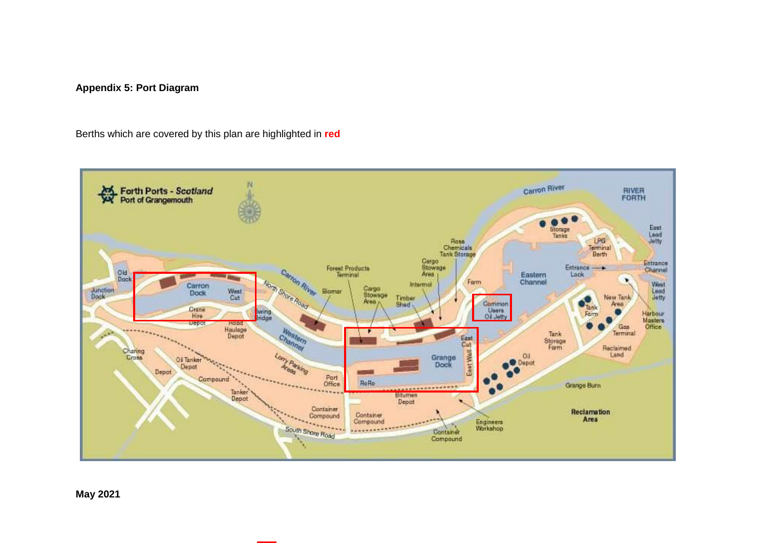**Appendix 5: Port Diagram**

Berths which are covered by this plan are highlighted in **red**

Forth Ports - *Scotland*
Port of Grangemouth

N

Carron River
RIVER FORTH
Storage Tanks
LPG Terminal Berth
East Lead Jetty
Entrance Channel
Entrance Lock
Eastern Channel
Ross Chemicals Tank Storage
Cargo Stowage Area
Forest Products Terminal
Old Dock
Junction Dock
Carron Dock
West Cut
Crane Hire Depot
Swing Bridge
Road Haulage Depot
North Shore Road
Carron River
Biomar
Cargo Stowage Area
Timber Shed
Intermol
Farm
Common Users Oil Jetty
West Lead Jetty
New Tank Area
Tank Farm
Harbour Masters Office
Gas Terminal
Tank Storage Farm
Reclaimed Land
Oil Depot
Western Channel
East Cut
Grange Dock
East Wall
Charing Cross
Oil Tanker Depot
Depot
Compound
Lorry Parking Areas
Port Office
RoRo
Bitumen Depot
Tanker Depot
Container Compound
Container Compound
Container Compound
Engineers Workshop
Grange Burn
Reclamation Area
South Shore Road

**May 2021**